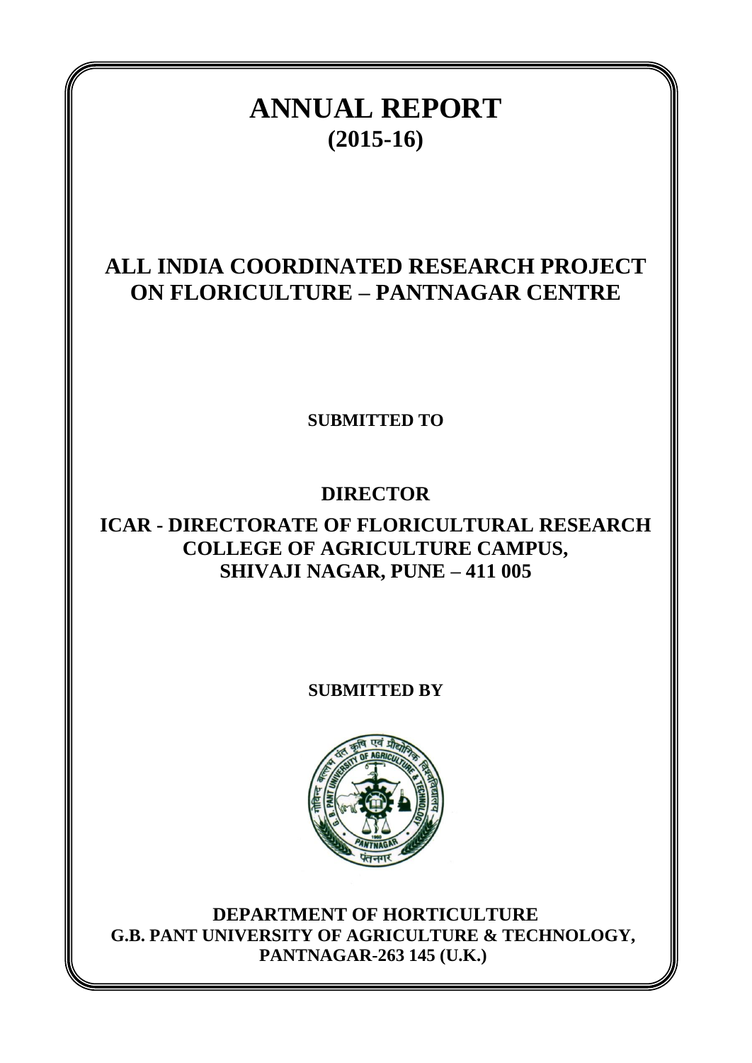# ANNUAL REPORT

## (2015-16)

## ALL INDIA COORDINATED RESEARCH PROJECT ON FLORICULTURE – PANTNAGAR CENTRE

**SUBMITTED TO**

**DIRECTOR**

**ICAR - DIRECTORATE OF FLORICULTURAL RESEARCH**
**COLLEGE OF AGRICULTURE CAMPUS,**
**SHIVAJI NAGAR, PUNE – 411 005**

**SUBMITTED BY**

**DEPARTMENT OF HORTICULTURE**
**G.B. PANT UNIVERSITY OF AGRICULTURE & TECHNOLOGY,**
**PANTNAGAR-263 145 (U.K.)**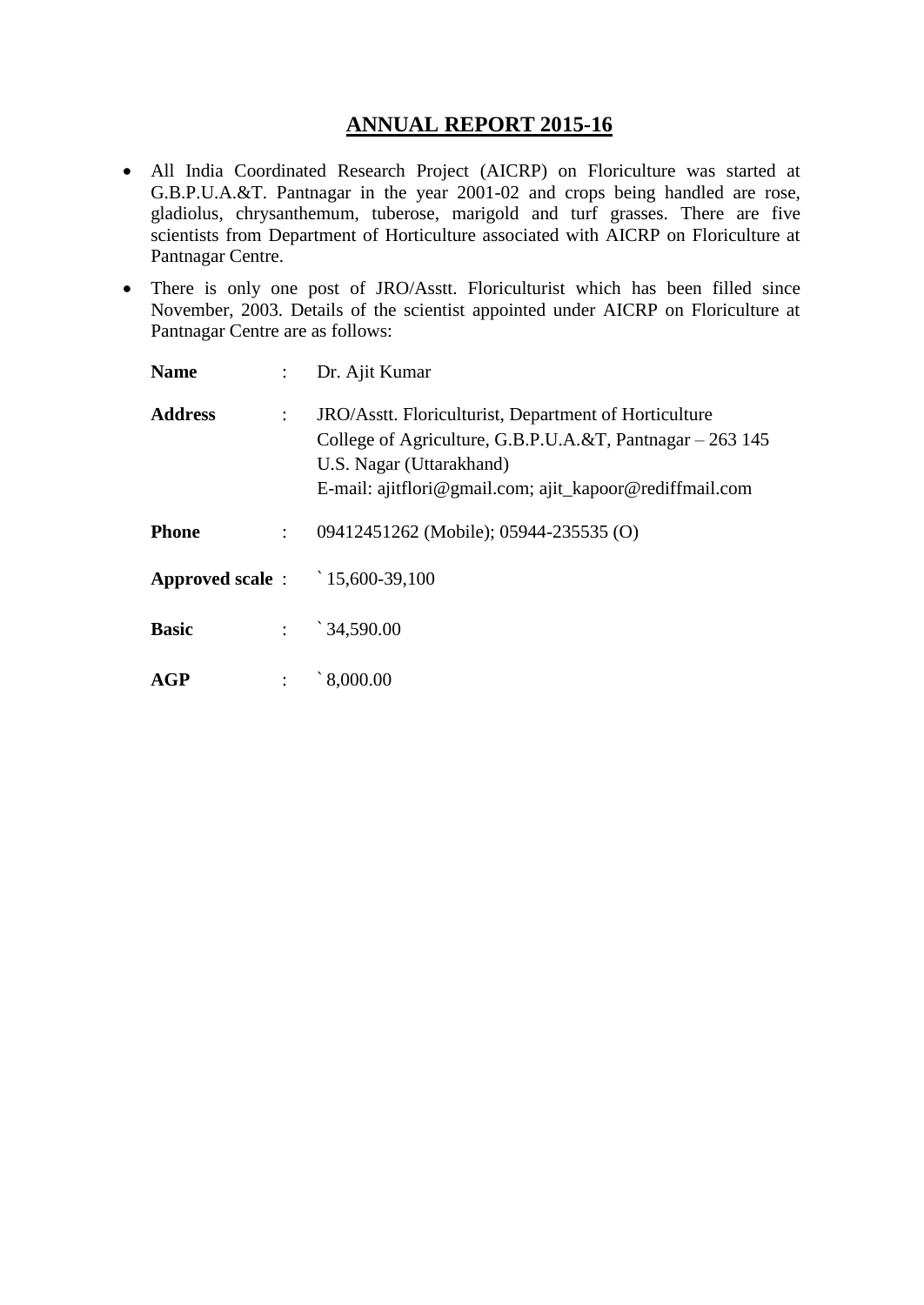# ANNUAL REPORT 2015-16

- All India Coordinated Research Project (AICRP) on Floriculture was started at G.B.P.U.A.&T. Pantnagar in the year 2001-02 and crops being handled are rose, gladiolus, chrysanthemum, tuberose, marigold and turf grasses. There are five scientists from Department of Horticulture associated with AICRP on Floriculture at Pantnagar Centre.
- There is only one post of JRO/Asstt. Floriculturist which has been filled since November, 2003. Details of the scientist appointed under AICRP on Floriculture at Pantnagar Centre are as follows:

| | | |
|---|---|---|
| **Name** | : | Dr. Ajit Kumar |
| **Address** | : | JRO/Asstt. Floriculturist, Department of Horticulture<br>College of Agriculture, G.B.P.U.A.&T, Pantnagar – 263 145<br>U.S. Nagar (Uttarakhand)<br>E-mail: ajitflori@gmail.com; ajit_kapoor@rediffmail.com |
| **Phone** | : | 09412451262 (Mobile); 05944-235535 (O) |
| **Approved scale** | : | ` 15,600-39,100 |
| **Basic** | : | ` 34,590.00 |
| **AGP** | : | ` 8,000.00 |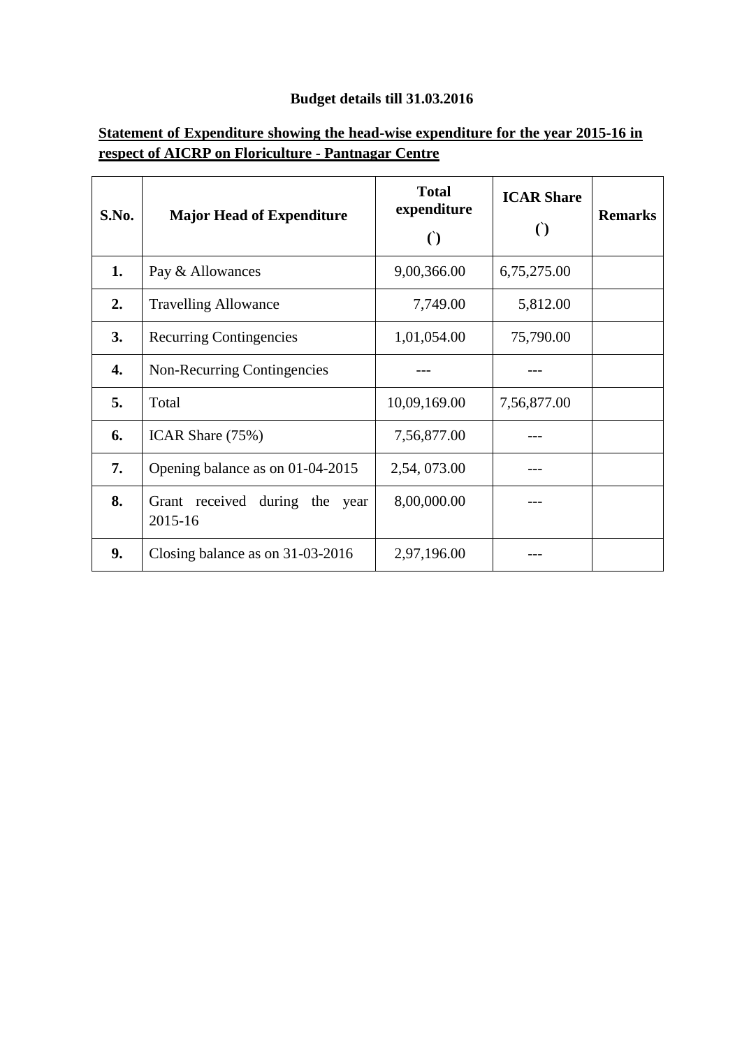**Budget details till 31.03.2016**

**Statement of Expenditure showing the head-wise expenditure for the year 2015-16 in respect of AICRP on Floriculture - Pantnagar Centre**

| S.No. | Major Head of Expenditure | Total expenditure (`) | ICAR Share (`) | Remarks |
|---|---|---|---|---|
| **1.** | Pay & Allowances | 9,00,366.00 | 6,75,275.00 | |
| **2.** | Travelling Allowance | 7,749.00 | 5,812.00 | |
| **3.** | Recurring Contingencies | 1,01,054.00 | 75,790.00 | |
| **4.** | Non-Recurring Contingencies | --- | --- | |
| **5.** | Total | 10,09,169.00 | 7,56,877.00 | |
| **6.** | ICAR Share (75%) | 7,56,877.00 | --- | |
| **7.** | Opening balance as on 01-04-2015 | 2,54, 073.00 | --- | |
| **8.** | Grant received during the year 2015-16 | 8,00,000.00 | --- | |
| **9.** | Closing balance as on 31-03-2016 | 2,97,196.00 | --- | |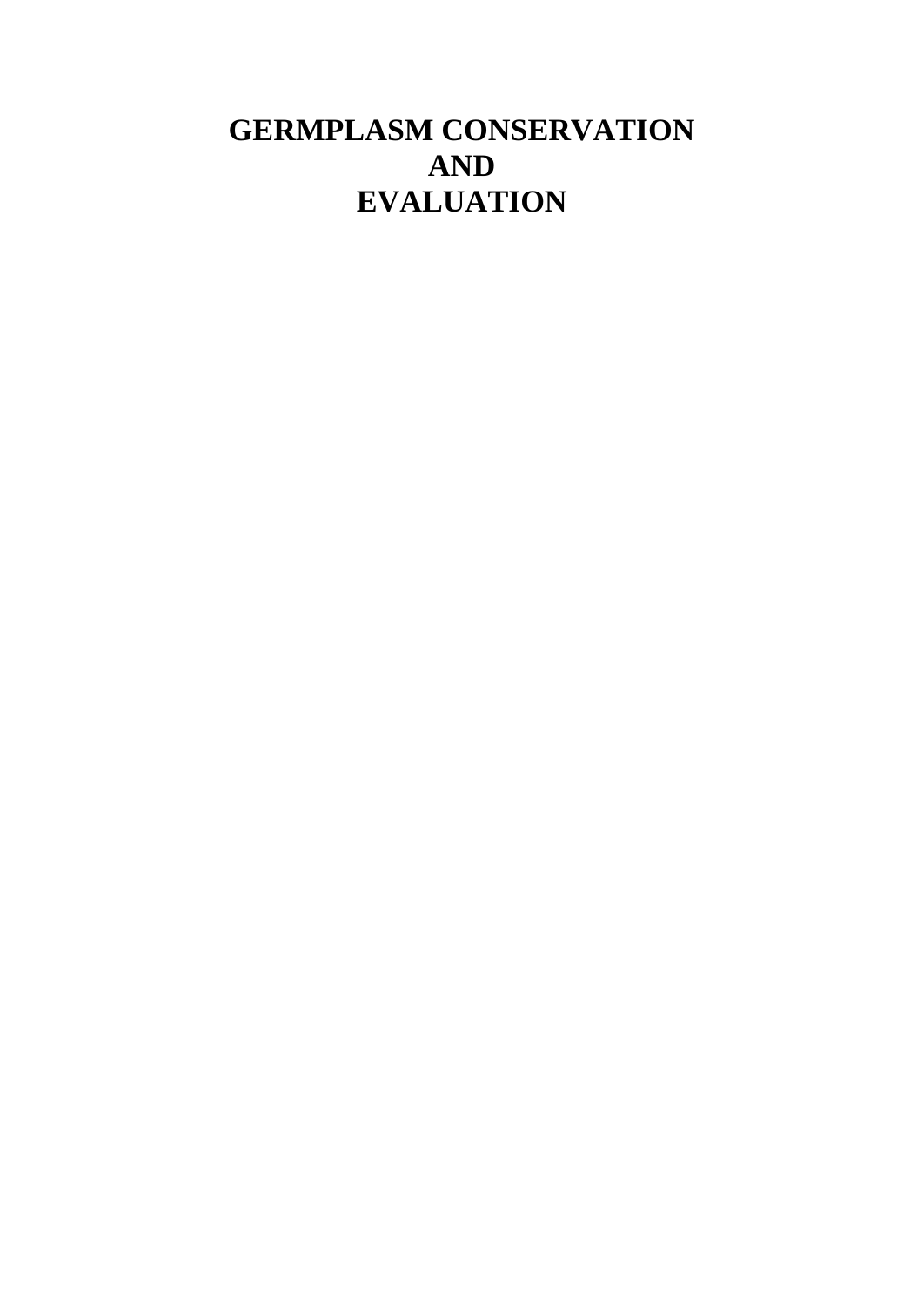# GERMPLASM CONSERVATION AND EVALUATION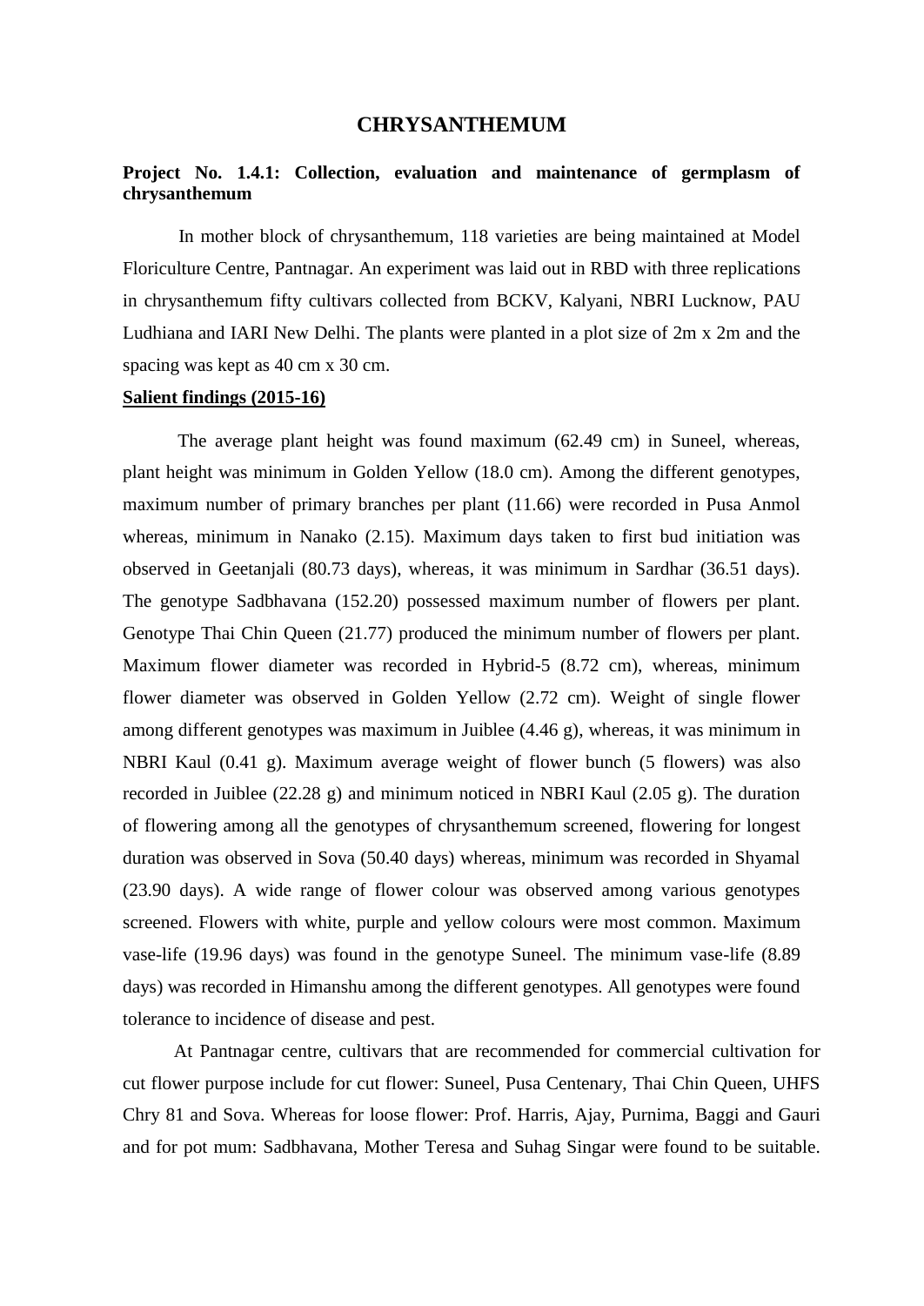# CHRYSANTHEMUM

**Project No. 1.4.1: Collection, evaluation and maintenance of germplasm of chrysanthemum**

In mother block of chrysanthemum, 118 varieties are being maintained at Model Floriculture Centre, Pantnagar. An experiment was laid out in RBD with three replications in chrysanthemum fifty cultivars collected from BCKV, Kalyani, NBRI Lucknow, PAU Ludhiana and IARI New Delhi. The plants were planted in a plot size of 2m x 2m and the spacing was kept as 40 cm x 30 cm.

**Salient findings (2015-16)**

The average plant height was found maximum (62.49 cm) in Suneel, whereas, plant height was minimum in Golden Yellow (18.0 cm). Among the different genotypes, maximum number of primary branches per plant (11.66) were recorded in Pusa Anmol whereas, minimum in Nanako (2.15). Maximum days taken to first bud initiation was observed in Geetanjali (80.73 days), whereas, it was minimum in Sardhar (36.51 days). The genotype Sadbhavana (152.20) possessed maximum number of flowers per plant. Genotype Thai Chin Queen (21.77) produced the minimum number of flowers per plant. Maximum flower diameter was recorded in Hybrid-5 (8.72 cm), whereas, minimum flower diameter was observed in Golden Yellow (2.72 cm). Weight of single flower among different genotypes was maximum in Juiblee (4.46 g), whereas, it was minimum in NBRI Kaul (0.41 g). Maximum average weight of flower bunch (5 flowers) was also recorded in Juiblee (22.28 g) and minimum noticed in NBRI Kaul (2.05 g). The duration of flowering among all the genotypes of chrysanthemum screened, flowering for longest duration was observed in Sova (50.40 days) whereas, minimum was recorded in Shyamal (23.90 days). A wide range of flower colour was observed among various genotypes screened. Flowers with white, purple and yellow colours were most common. Maximum vase-life (19.96 days) was found in the genotype Suneel. The minimum vase-life (8.89 days) was recorded in Himanshu among the different genotypes. All genotypes were found tolerance to incidence of disease and pest.

At Pantnagar centre, cultivars that are recommended for commercial cultivation for cut flower purpose include for cut flower: Suneel, Pusa Centenary, Thai Chin Queen, UHFS Chry 81 and Sova. Whereas for loose flower: Prof. Harris, Ajay, Purnima, Baggi and Gauri and for pot mum: Sadbhavana, Mother Teresa and Suhag Singar were found to be suitable.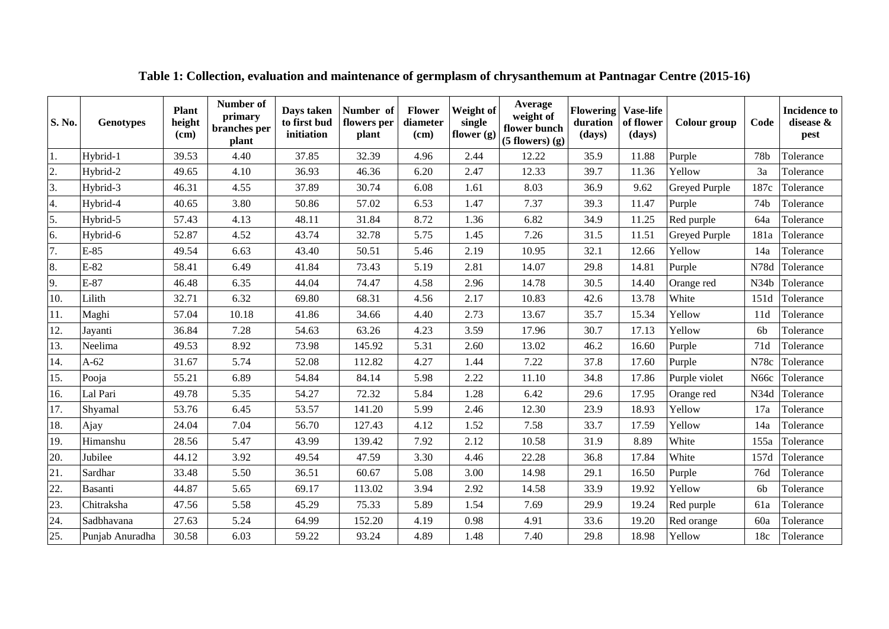**Table 1: Collection, evaluation and maintenance of germplasm of chrysanthemum at Pantnagar Centre (2015-16)**

| S. No. | Genotypes | Plant height (cm) | Number of primary branches per plant | Days taken to first bud initiation | Number of flowers per plant | Flower diameter (cm) | Weight of single flower (g) | Average weight of flower bunch (5 flowers) (g) | Flowering duration (days) | Vase-life of flower (days) | Colour group | Code | Incidence to disease & pest |
|---|---|---|---|---|---|---|---|---|---|---|---|---|---|
| 1. | Hybrid-1 | 39.53 | 4.40 | 37.85 | 32.39 | 4.96 | 2.44 | 12.22 | 35.9 | 11.88 | Purple | 78b | Tolerance |
| 2. | Hybrid-2 | 49.65 | 4.10 | 36.93 | 46.36 | 6.20 | 2.47 | 12.33 | 39.7 | 11.36 | Yellow | 3a | Tolerance |
| 3. | Hybrid-3 | 46.31 | 4.55 | 37.89 | 30.74 | 6.08 | 1.61 | 8.03 | 36.9 | 9.62 | Greyed Purple | 187c | Tolerance |
| 4. | Hybrid-4 | 40.65 | 3.80 | 50.86 | 57.02 | 6.53 | 1.47 | 7.37 | 39.3 | 11.47 | Purple | 74b | Tolerance |
| 5. | Hybrid-5 | 57.43 | 4.13 | 48.11 | 31.84 | 8.72 | 1.36 | 6.82 | 34.9 | 11.25 | Red purple | 64a | Tolerance |
| 6. | Hybrid-6 | 52.87 | 4.52 | 43.74 | 32.78 | 5.75 | 1.45 | 7.26 | 31.5 | 11.51 | Greyed Purple | 181a | Tolerance |
| 7. | E-85 | 49.54 | 6.63 | 43.40 | 50.51 | 5.46 | 2.19 | 10.95 | 32.1 | 12.66 | Yellow | 14a | Tolerance |
| 8. | E-82 | 58.41 | 6.49 | 41.84 | 73.43 | 5.19 | 2.81 | 14.07 | 29.8 | 14.81 | Purple | N78d | Tolerance |
| 9. | E-87 | 46.48 | 6.35 | 44.04 | 74.47 | 4.58 | 2.96 | 14.78 | 30.5 | 14.40 | Orange red | N34b | Tolerance |
| 10. | Lilith | 32.71 | 6.32 | 69.80 | 68.31 | 4.56 | 2.17 | 10.83 | 42.6 | 13.78 | White | 151d | Tolerance |
| 11. | Maghi | 57.04 | 10.18 | 41.86 | 34.66 | 4.40 | 2.73 | 13.67 | 35.7 | 15.34 | Yellow | 11d | Tolerance |
| 12. | Jayanti | 36.84 | 7.28 | 54.63 | 63.26 | 4.23 | 3.59 | 17.96 | 30.7 | 17.13 | Yellow | 6b | Tolerance |
| 13. | Neelima | 49.53 | 8.92 | 73.98 | 145.92 | 5.31 | 2.60 | 13.02 | 46.2 | 16.60 | Purple | 71d | Tolerance |
| 14. | A-62 | 31.67 | 5.74 | 52.08 | 112.82 | 4.27 | 1.44 | 7.22 | 37.8 | 17.60 | Purple | N78c | Tolerance |
| 15. | Pooja | 55.21 | 6.89 | 54.84 | 84.14 | 5.98 | 2.22 | 11.10 | 34.8 | 17.86 | Purple violet | N66c | Tolerance |
| 16. | Lal Pari | 49.78 | 5.35 | 54.27 | 72.32 | 5.84 | 1.28 | 6.42 | 29.6 | 17.95 | Orange red | N34d | Tolerance |
| 17. | Shyamal | 53.76 | 6.45 | 53.57 | 141.20 | 5.99 | 2.46 | 12.30 | 23.9 | 18.93 | Yellow | 17a | Tolerance |
| 18. | Ajay | 24.04 | 7.04 | 56.70 | 127.43 | 4.12 | 1.52 | 7.58 | 33.7 | 17.59 | Yellow | 14a | Tolerance |
| 19. | Himanshu | 28.56 | 5.47 | 43.99 | 139.42 | 7.92 | 2.12 | 10.58 | 31.9 | 8.89 | White | 155a | Tolerance |
| 20. | Jubilee | 44.12 | 3.92 | 49.54 | 47.59 | 3.30 | 4.46 | 22.28 | 36.8 | 17.84 | White | 157d | Tolerance |
| 21. | Sardhar | 33.48 | 5.50 | 36.51 | 60.67 | 5.08 | 3.00 | 14.98 | 29.1 | 16.50 | Purple | 76d | Tolerance |
| 22. | Basanti | 44.87 | 5.65 | 69.17 | 113.02 | 3.94 | 2.92 | 14.58 | 33.9 | 19.92 | Yellow | 6b | Tolerance |
| 23. | Chitraksha | 47.56 | 5.58 | 45.29 | 75.33 | 5.89 | 1.54 | 7.69 | 29.9 | 19.24 | Red purple | 61a | Tolerance |
| 24. | Sadbhavana | 27.63 | 5.24 | 64.99 | 152.20 | 4.19 | 0.98 | 4.91 | 33.6 | 19.20 | Red orange | 60a | Tolerance |
| 25. | Punjab Anuradha | 30.58 | 6.03 | 59.22 | 93.24 | 4.89 | 1.48 | 7.40 | 29.8 | 18.98 | Yellow | 18c | Tolerance |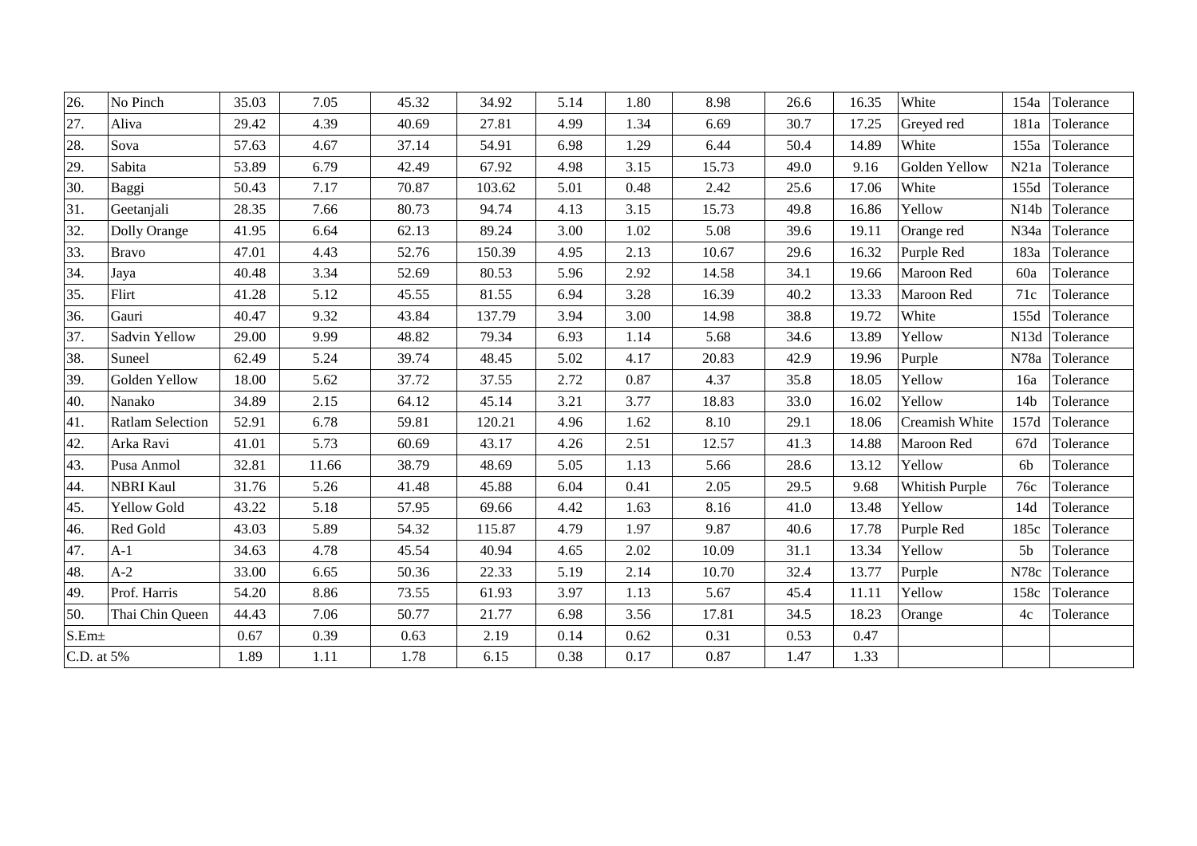| | | | | | | | | | | | | | |
|---|---|---|---|---|---|---|---|---|---|---|---|---|---|
| 26. | No Pinch | 35.03 | 7.05 | 45.32 | 34.92 | 5.14 | 1.80 | 8.98 | 26.6 | 16.35 | White | 154a | Tolerance |
| 27. | Aliva | 29.42 | 4.39 | 40.69 | 27.81 | 4.99 | 1.34 | 6.69 | 30.7 | 17.25 | Greyed red | 181a | Tolerance |
| 28. | Sova | 57.63 | 4.67 | 37.14 | 54.91 | 6.98 | 1.29 | 6.44 | 50.4 | 14.89 | White | 155a | Tolerance |
| 29. | Sabita | 53.89 | 6.79 | 42.49 | 67.92 | 4.98 | 3.15 | 15.73 | 49.0 | 9.16 | Golden Yellow | N21a | Tolerance |
| 30. | Baggi | 50.43 | 7.17 | 70.87 | 103.62 | 5.01 | 0.48 | 2.42 | 25.6 | 17.06 | White | 155d | Tolerance |
| 31. | Geetanjali | 28.35 | 7.66 | 80.73 | 94.74 | 4.13 | 3.15 | 15.73 | 49.8 | 16.86 | Yellow | N14b | Tolerance |
| 32. | Dolly Orange | 41.95 | 6.64 | 62.13 | 89.24 | 3.00 | 1.02 | 5.08 | 39.6 | 19.11 | Orange red | N34a | Tolerance |
| 33. | Bravo | 47.01 | 4.43 | 52.76 | 150.39 | 4.95 | 2.13 | 10.67 | 29.6 | 16.32 | Purple Red | 183a | Tolerance |
| 34. | Jaya | 40.48 | 3.34 | 52.69 | 80.53 | 5.96 | 2.92 | 14.58 | 34.1 | 19.66 | Maroon Red | 60a | Tolerance |
| 35. | Flirt | 41.28 | 5.12 | 45.55 | 81.55 | 6.94 | 3.28 | 16.39 | 40.2 | 13.33 | Maroon Red | 71c | Tolerance |
| 36. | Gauri | 40.47 | 9.32 | 43.84 | 137.79 | 3.94 | 3.00 | 14.98 | 38.8 | 19.72 | White | 155d | Tolerance |
| 37. | Sadvin Yellow | 29.00 | 9.99 | 48.82 | 79.34 | 6.93 | 1.14 | 5.68 | 34.6 | 13.89 | Yellow | N13d | Tolerance |
| 38. | Suneel | 62.49 | 5.24 | 39.74 | 48.45 | 5.02 | 4.17 | 20.83 | 42.9 | 19.96 | Purple | N78a | Tolerance |
| 39. | Golden Yellow | 18.00 | 5.62 | 37.72 | 37.55 | 2.72 | 0.87 | 4.37 | 35.8 | 18.05 | Yellow | 16a | Tolerance |
| 40. | Nanako | 34.89 | 2.15 | 64.12 | 45.14 | 3.21 | 3.77 | 18.83 | 33.0 | 16.02 | Yellow | 14b | Tolerance |
| 41. | Ratlam Selection | 52.91 | 6.78 | 59.81 | 120.21 | 4.96 | 1.62 | 8.10 | 29.1 | 18.06 | Creamish White | 157d | Tolerance |
| 42. | Arka Ravi | 41.01 | 5.73 | 60.69 | 43.17 | 4.26 | 2.51 | 12.57 | 41.3 | 14.88 | Maroon Red | 67d | Tolerance |
| 43. | Pusa Anmol | 32.81 | 11.66 | 38.79 | 48.69 | 5.05 | 1.13 | 5.66 | 28.6 | 13.12 | Yellow | 6b | Tolerance |
| 44. | NBRI Kaul | 31.76 | 5.26 | 41.48 | 45.88 | 6.04 | 0.41 | 2.05 | 29.5 | 9.68 | Whitish Purple | 76c | Tolerance |
| 45. | Yellow Gold | 43.22 | 5.18 | 57.95 | 69.66 | 4.42 | 1.63 | 8.16 | 41.0 | 13.48 | Yellow | 14d | Tolerance |
| 46. | Red Gold | 43.03 | 5.89 | 54.32 | 115.87 | 4.79 | 1.97 | 9.87 | 40.6 | 17.78 | Purple Red | 185c | Tolerance |
| 47. | A-1 | 34.63 | 4.78 | 45.54 | 40.94 | 4.65 | 2.02 | 10.09 | 31.1 | 13.34 | Yellow | 5b | Tolerance |
| 48. | A-2 | 33.00 | 6.65 | 50.36 | 22.33 | 5.19 | 2.14 | 10.70 | 32.4 | 13.77 | Purple | N78c | Tolerance |
| 49. | Prof. Harris | 54.20 | 8.86 | 73.55 | 61.93 | 3.97 | 1.13 | 5.67 | 45.4 | 11.11 | Yellow | 158c | Tolerance |
| 50. | Thai Chin Queen | 44.43 | 7.06 | 50.77 | 21.77 | 6.98 | 3.56 | 17.81 | 34.5 | 18.23 | Orange | 4c | Tolerance |
| S.Em± | | 0.67 | 0.39 | 0.63 | 2.19 | 0.14 | 0.62 | 0.31 | 0.53 | 0.47 | | | |
| C.D. at 5% | | 1.89 | 1.11 | 1.78 | 6.15 | 0.38 | 0.17 | 0.87 | 1.47 | 1.33 | | | |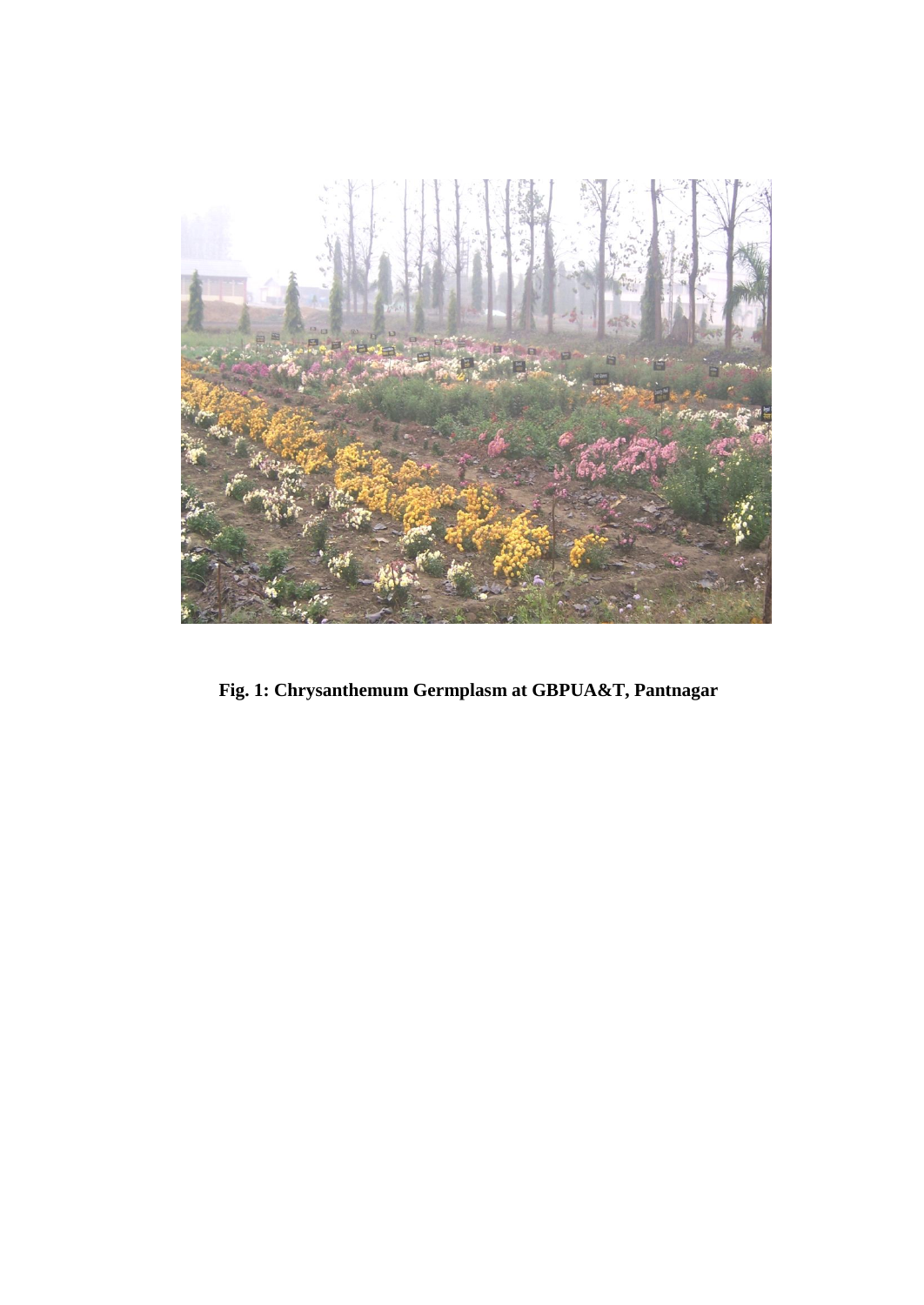**Fig. 1: Chrysanthemum Germplasm at GBPUA&T, Pantnagar**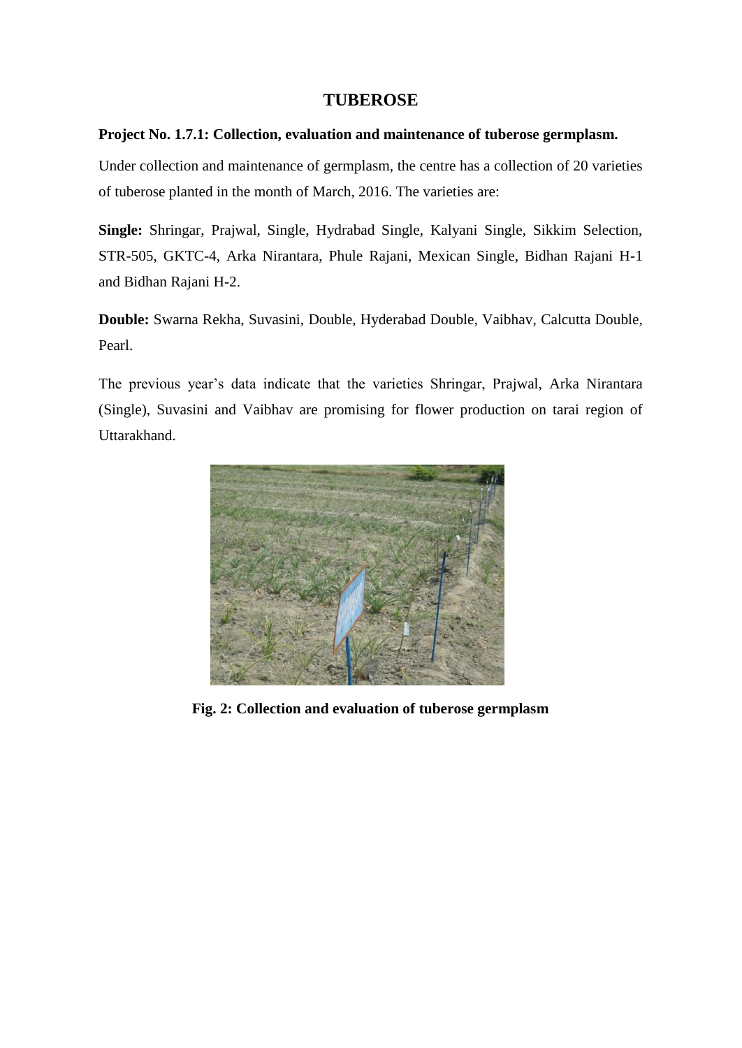# TUBEROSE

**Project No. 1.7.1: Collection, evaluation and maintenance of tuberose germplasm.**

Under collection and maintenance of germplasm, the centre has a collection of 20 varieties of tuberose planted in the month of March, 2016. The varieties are:

**Single:** Shringar, Prajwal, Single, Hydrabad Single, Kalyani Single, Sikkim Selection, STR-505, GKTC-4, Arka Nirantara, Phule Rajani, Mexican Single, Bidhan Rajani H-1 and Bidhan Rajani H-2.

**Double:** Swarna Rekha, Suvasini, Double, Hyderabad Double, Vaibhav, Calcutta Double, Pearl.

The previous year's data indicate that the varieties Shringar, Prajwal, Arka Nirantara (Single), Suvasini and Vaibhav are promising for flower production on tarai region of Uttarakhand.

**Fig. 2: Collection and evaluation of tuberose germplasm**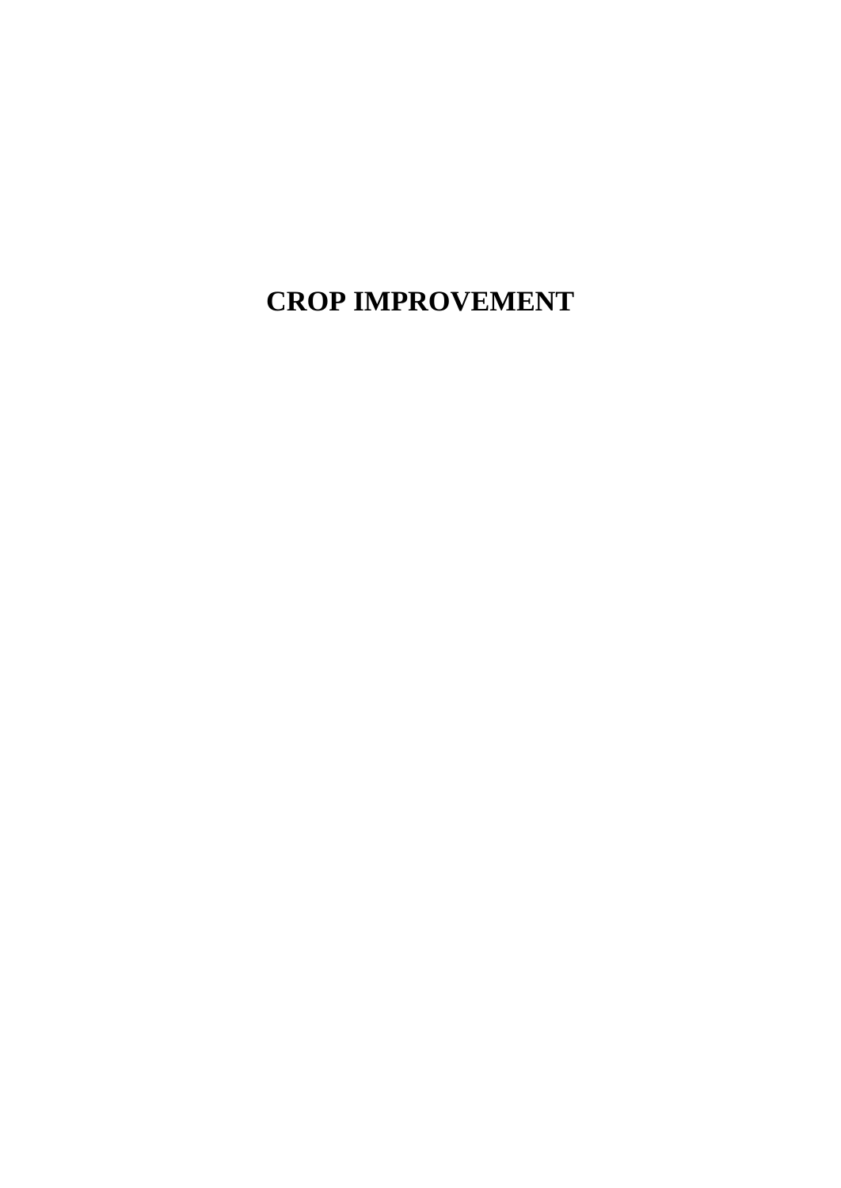# CROP IMPROVEMENT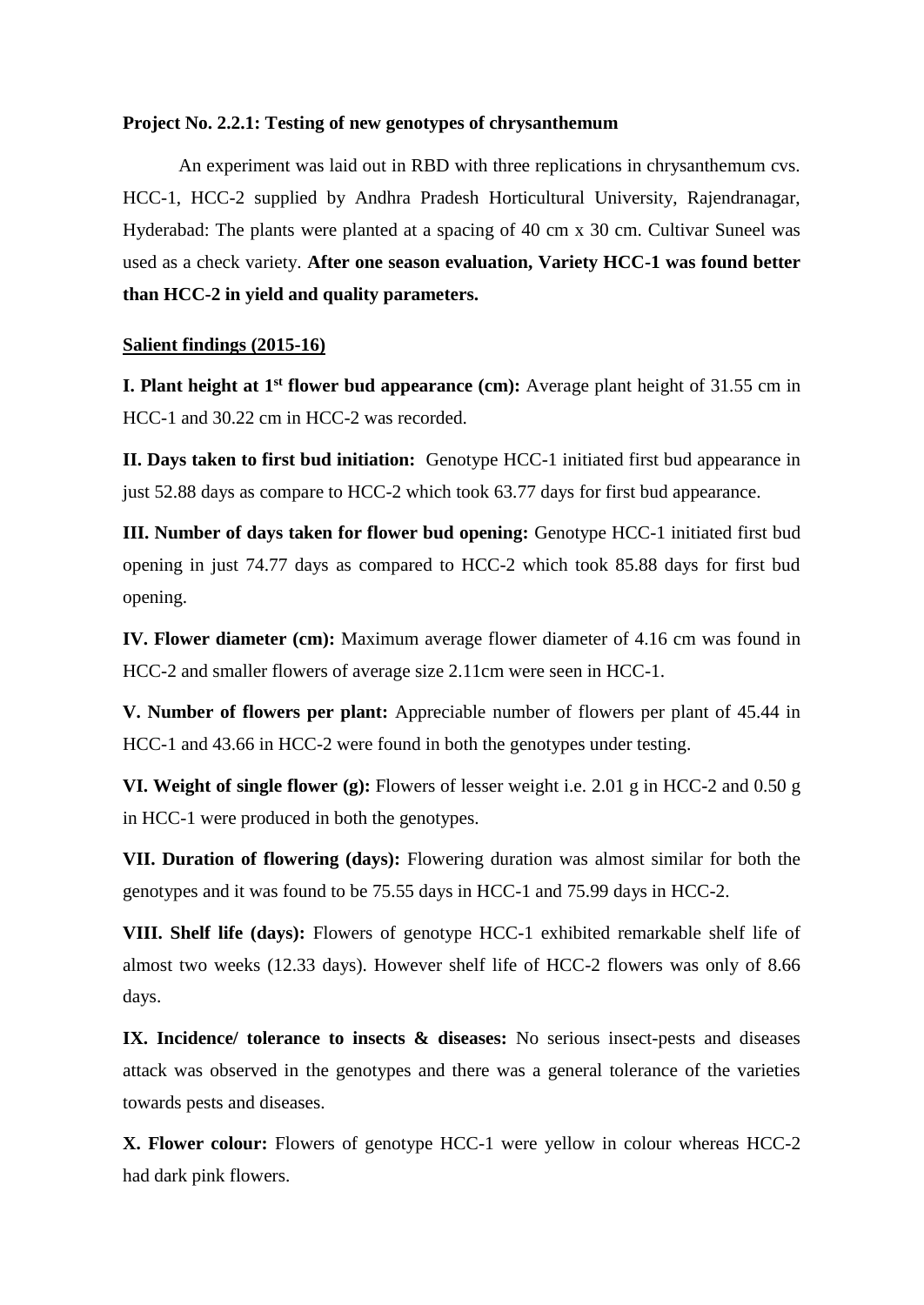**Project No. 2.2.1: Testing of new genotypes of chrysanthemum**

An experiment was laid out in RBD with three replications in chrysanthemum cvs. HCC-1, HCC-2 supplied by Andhra Pradesh Horticultural University, Rajendranagar, Hyderabad: The plants were planted at a spacing of 40 cm x 30 cm. Cultivar Suneel was used as a check variety. **After one season evaluation, Variety HCC-1 was found better than HCC-2 in yield and quality parameters.**

**Salient findings (2015-16)**

**I. Plant height at 1st flower bud appearance (cm):** Average plant height of 31.55 cm in HCC-1 and 30.22 cm in HCC-2 was recorded.

**II. Days taken to first bud initiation:** Genotype HCC-1 initiated first bud appearance in just 52.88 days as compare to HCC-2 which took 63.77 days for first bud appearance.

**III. Number of days taken for flower bud opening:** Genotype HCC-1 initiated first bud opening in just 74.77 days as compared to HCC-2 which took 85.88 days for first bud opening.

**IV. Flower diameter (cm):** Maximum average flower diameter of 4.16 cm was found in HCC-2 and smaller flowers of average size 2.11cm were seen in HCC-1.

**V. Number of flowers per plant:** Appreciable number of flowers per plant of 45.44 in HCC-1 and 43.66 in HCC-2 were found in both the genotypes under testing.

**VI. Weight of single flower (g):** Flowers of lesser weight i.e. 2.01 g in HCC-2 and 0.50 g in HCC-1 were produced in both the genotypes.

**VII. Duration of flowering (days):** Flowering duration was almost similar for both the genotypes and it was found to be 75.55 days in HCC-1 and 75.99 days in HCC-2.

**VIII. Shelf life (days):** Flowers of genotype HCC-1 exhibited remarkable shelf life of almost two weeks (12.33 days). However shelf life of HCC-2 flowers was only of 8.66 days.

**IX. Incidence/ tolerance to insects & diseases:** No serious insect-pests and diseases attack was observed in the genotypes and there was a general tolerance of the varieties towards pests and diseases.

**X. Flower colour:** Flowers of genotype HCC-1 were yellow in colour whereas HCC-2 had dark pink flowers.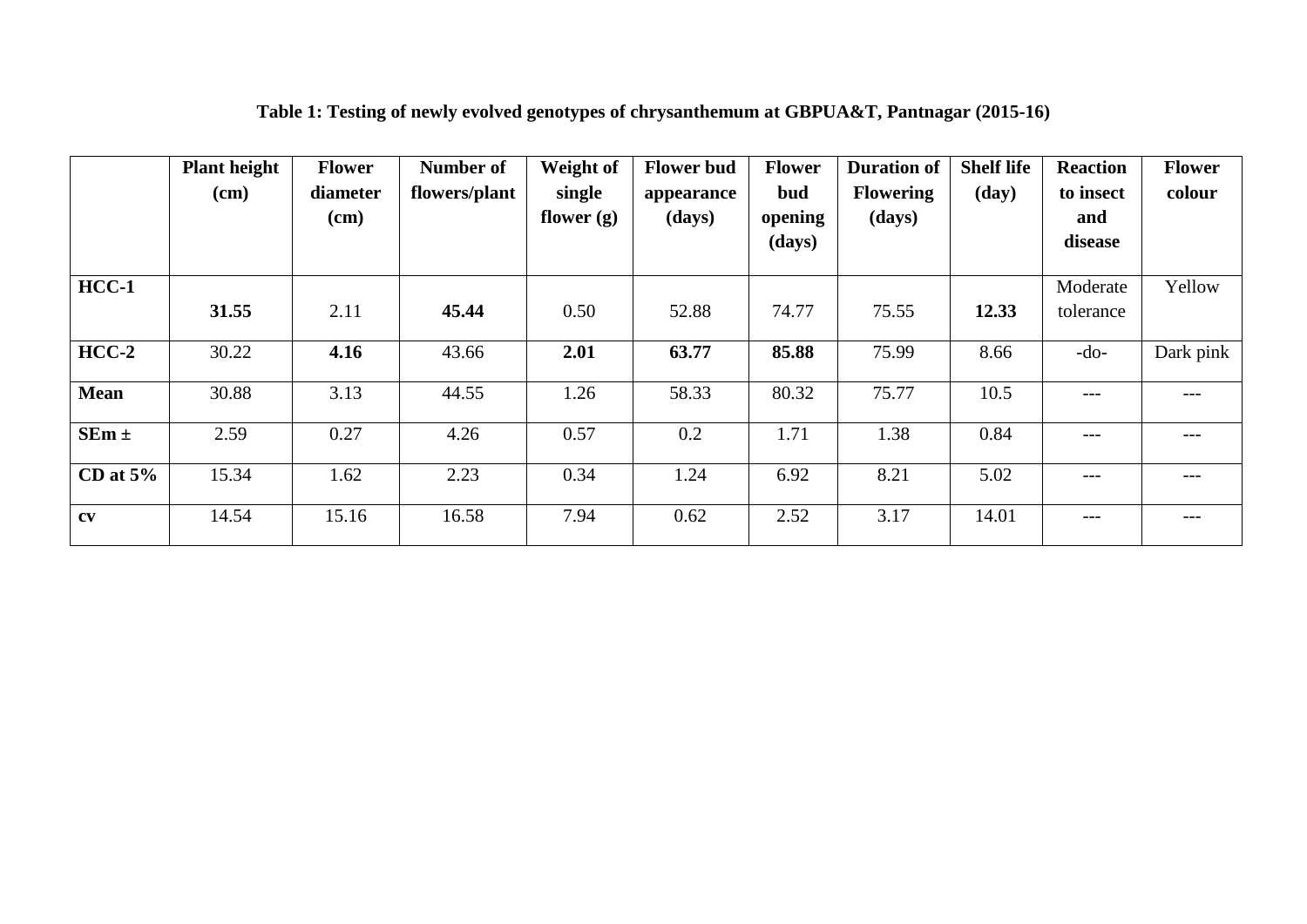**Table 1: Testing of newly evolved genotypes of chrysanthemum at GBPUA&T, Pantnagar (2015-16)**

| | Plant height (cm) | Flower diameter (cm) | Number of flowers/plant | Weight of single flower (g) | Flower bud appearance (days) | Flower bud opening (days) | Duration of Flowering (days) | Shelf life (day) | Reaction to insect and disease | Flower colour |
|---|---|---|---|---|---|---|---|---|---|---|
| **HCC-1** | **31.55** | 2.11 | **45.44** | 0.50 | 52.88 | 74.77 | 75.55 | **12.33** | Moderate tolerance | Yellow |
| **HCC-2** | 30.22 | **4.16** | 43.66 | **2.01** | **63.77** | **85.88** | 75.99 | 8.66 | -do- | Dark pink |
| **Mean** | 30.88 | 3.13 | 44.55 | 1.26 | 58.33 | 80.32 | 75.77 | 10.5 | --- | --- |
| **SEm ±** | 2.59 | 0.27 | 4.26 | 0.57 | 0.2 | 1.71 | 1.38 | 0.84 | --- | --- |
| **CD at 5%** | 15.34 | 1.62 | 2.23 | 0.34 | 1.24 | 6.92 | 8.21 | 5.02 | --- | --- |
| **cv** | 14.54 | 15.16 | 16.58 | 7.94 | 0.62 | 2.52 | 3.17 | 14.01 | --- | --- |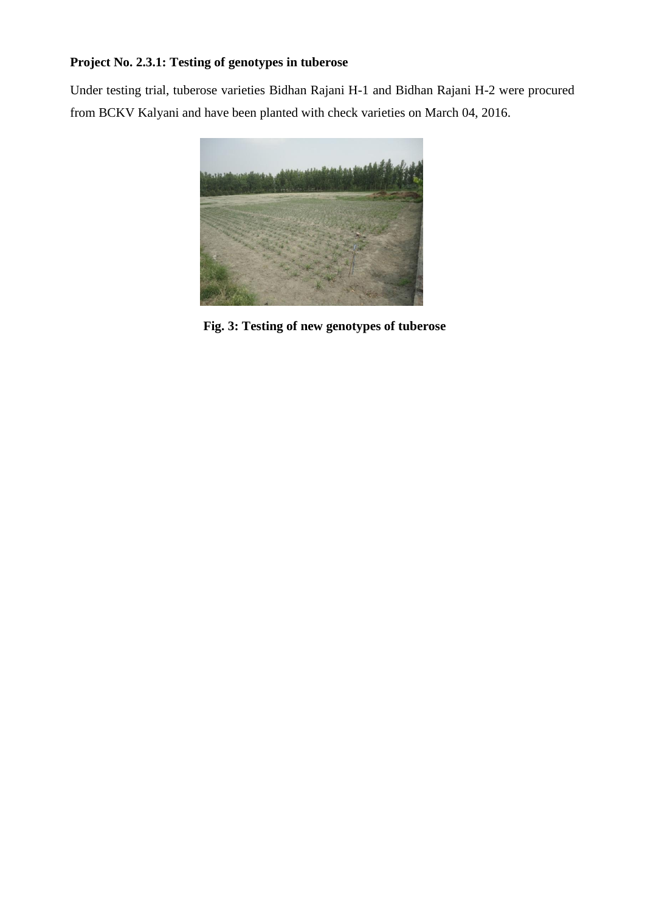**Project No. 2.3.1: Testing of genotypes in tuberose**

Under testing trial, tuberose varieties Bidhan Rajani H-1 and Bidhan Rajani H-2 were procured from BCKV Kalyani and have been planted with check varieties on March 04, 2016.

**Fig. 3: Testing of new genotypes of tuberose**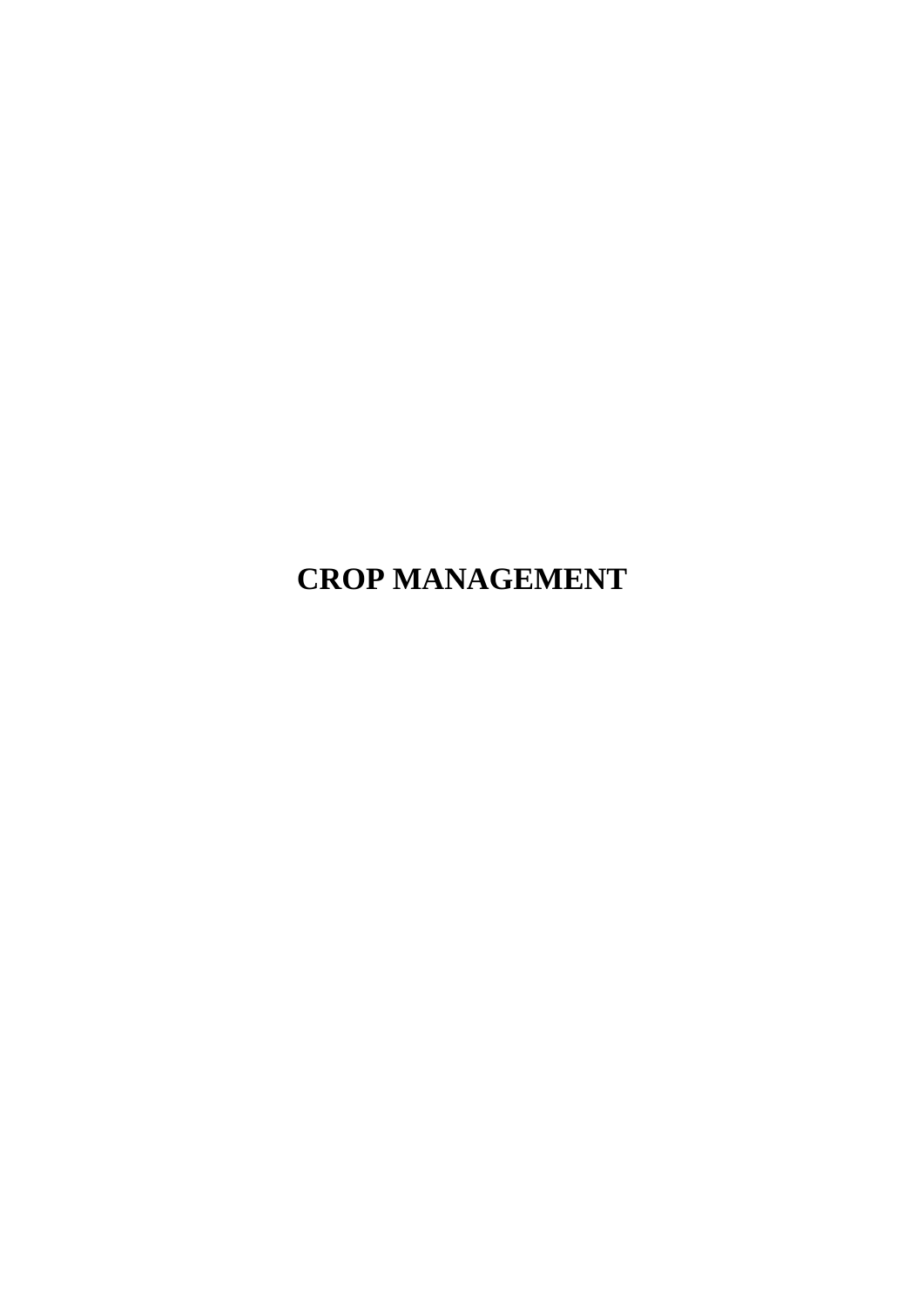# CROP MANAGEMENT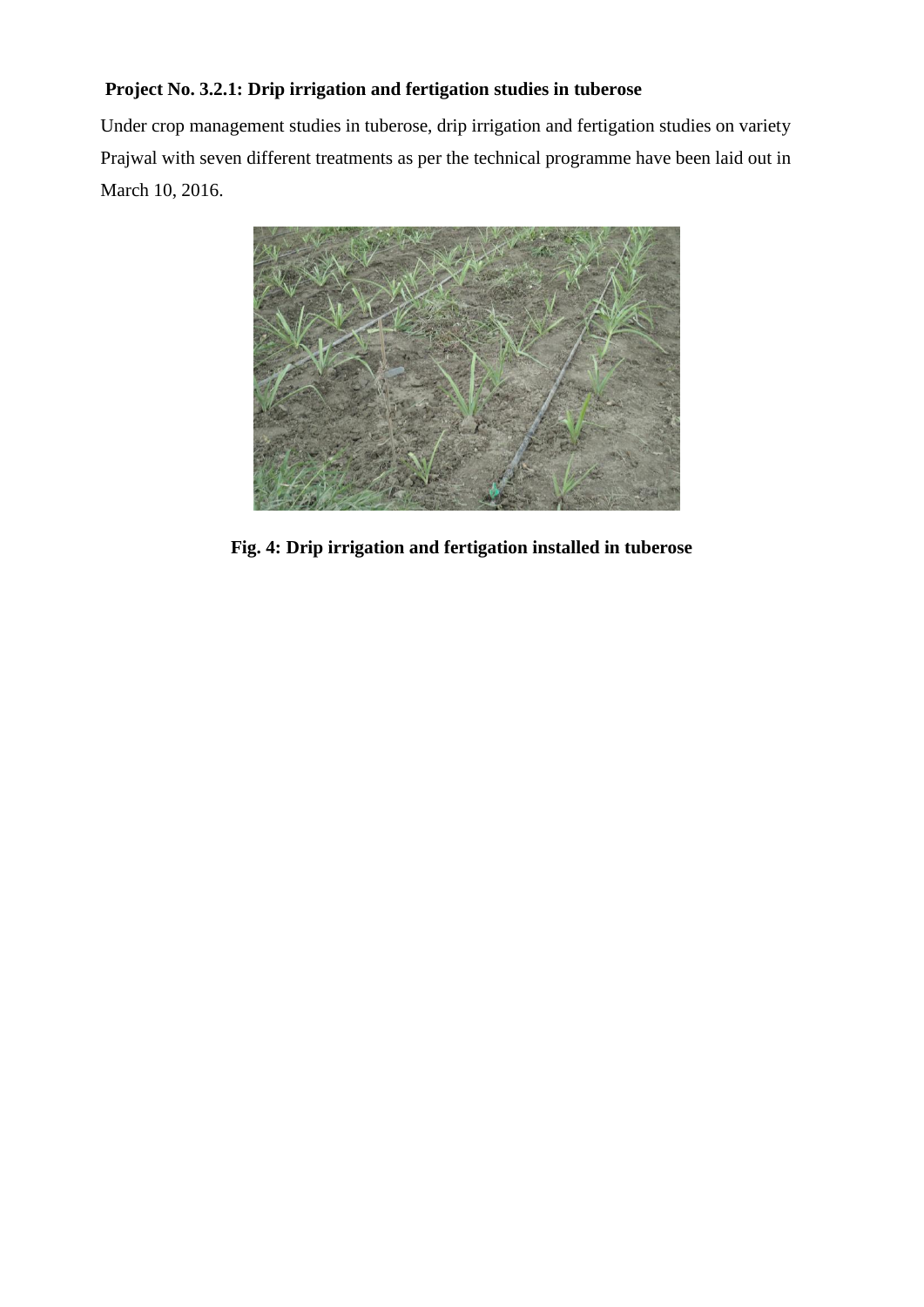**Project No. 3.2.1: Drip irrigation and fertigation studies in tuberose**

Under crop management studies in tuberose, drip irrigation and fertigation studies on variety Prajwal with seven different treatments as per the technical programme have been laid out in March 10, 2016.

**Fig. 4: Drip irrigation and fertigation installed in tuberose**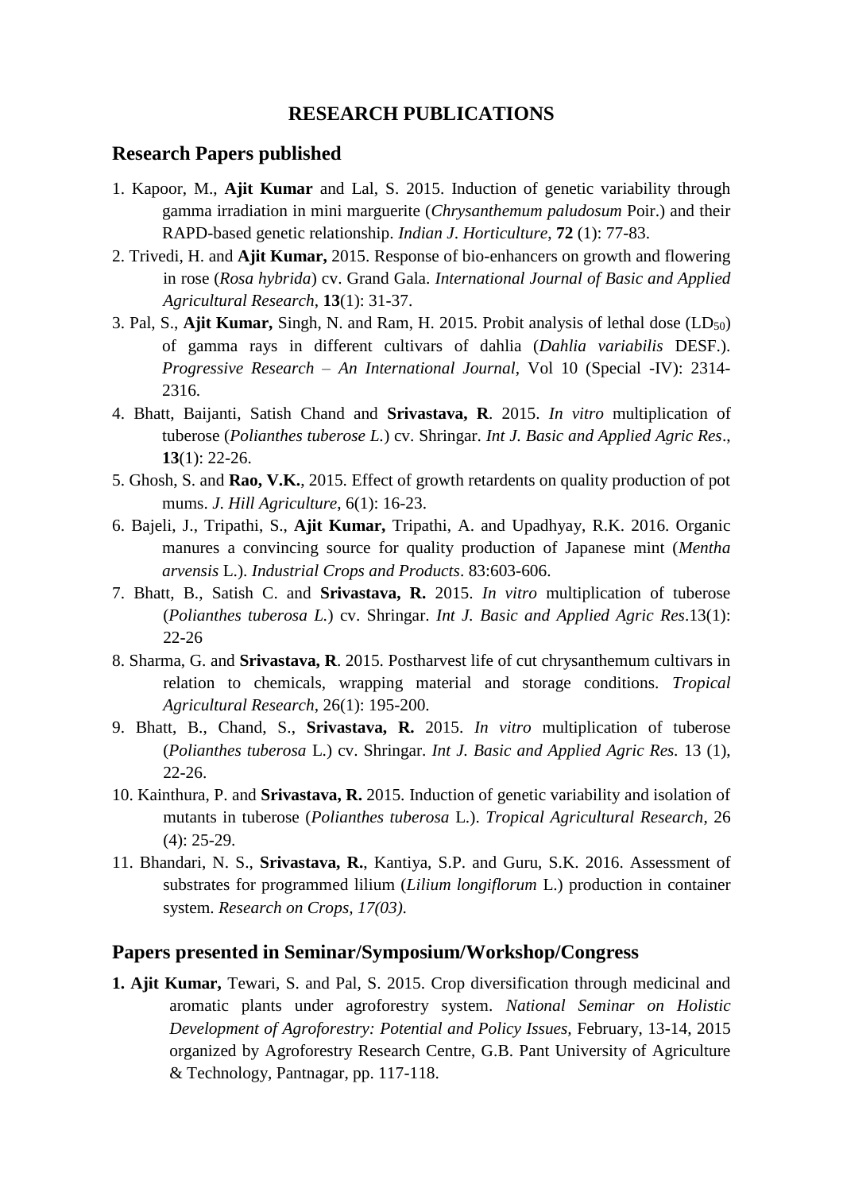# RESEARCH PUBLICATIONS

## Research Papers published

1. Kapoor, M., **Ajit Kumar** and Lal, S. 2015. Induction of genetic variability through gamma irradiation in mini marguerite (*Chrysanthemum paludosum* Poir.) and their RAPD-based genetic relationship. *Indian J. Horticulture*, **72** (1): 77-83.
2. Trivedi, H. and **Ajit Kumar,** 2015. Response of bio-enhancers on growth and flowering in rose (*Rosa hybrida*) cv. Grand Gala. *International Journal of Basic and Applied Agricultural Research*, **13**(1): 31-37.
3. Pal, S., **Ajit Kumar,** Singh, N. and Ram, H. 2015. Probit analysis of lethal dose ($LD_{50}$) of gamma rays in different cultivars of dahlia (*Dahlia variabilis* DESF.). *Progressive Research – An International Journal*, Vol 10 (Special -IV): 2314-2316.
4. Bhatt, Baijanti, Satish Chand and **Srivastava, R**. 2015. *In vitro* multiplication of tuberose (*Polianthes tuberose L.*) cv. Shringar. *Int J. Basic and Applied Agric Res*., **13**(1): 22-26.
5. Ghosh, S. and **Rao, V.K.**, 2015. Effect of growth retardents on quality production of pot mums. *J. Hill Agriculture*, 6(1): 16-23.
6. Bajeli, J., Tripathi, S., **Ajit Kumar,** Tripathi, A. and Upadhyay, R.K. 2016. Organic manures a convincing source for quality production of Japanese mint (*Mentha arvensis* L.). *Industrial Crops and Products*. 83:603-606.
7. Bhatt, B., Satish C. and **Srivastava, R.** 2015. *In vitro* multiplication of tuberose (*Polianthes tuberosa L.*) cv. Shringar. *Int J. Basic and Applied Agric Res*.13(1): 22-26
8. Sharma, G. and **Srivastava, R**. 2015. Postharvest life of cut chrysanthemum cultivars in relation to chemicals, wrapping material and storage conditions. *Tropical Agricultural Research*, 26(1): 195-200.
9. Bhatt, B., Chand, S., **Srivastava, R.** 2015. *In vitro* multiplication of tuberose (*Polianthes tuberosa* L.) cv. Shringar. *Int J. Basic and Applied Agric Res.* 13 (1), 22-26.
10. Kainthura, P. and **Srivastava, R.** 2015. Induction of genetic variability and isolation of mutants in tuberose (*Polianthes tuberosa* L.). *Tropical Agricultural Research*, 26 (4): 25-29.
11. Bhandari, N. S., **Srivastava, R.**, Kantiya, S.P. and Guru, S.K. 2016. Assessment of substrates for programmed lilium (*Lilium longiflorum* L.) production in container system. *Research on Crops, 17(03).*

## Papers presented in Seminar/Symposium/Workshop/Congress

1. **Ajit Kumar,** Tewari, S. and Pal, S. 2015. Crop diversification through medicinal and aromatic plants under agroforestry system. *National Seminar on Holistic Development of Agroforestry: Potential and Policy Issues*, February, 13-14, 2015 organized by Agroforestry Research Centre, G.B. Pant University of Agriculture & Technology, Pantnagar, pp. 117-118.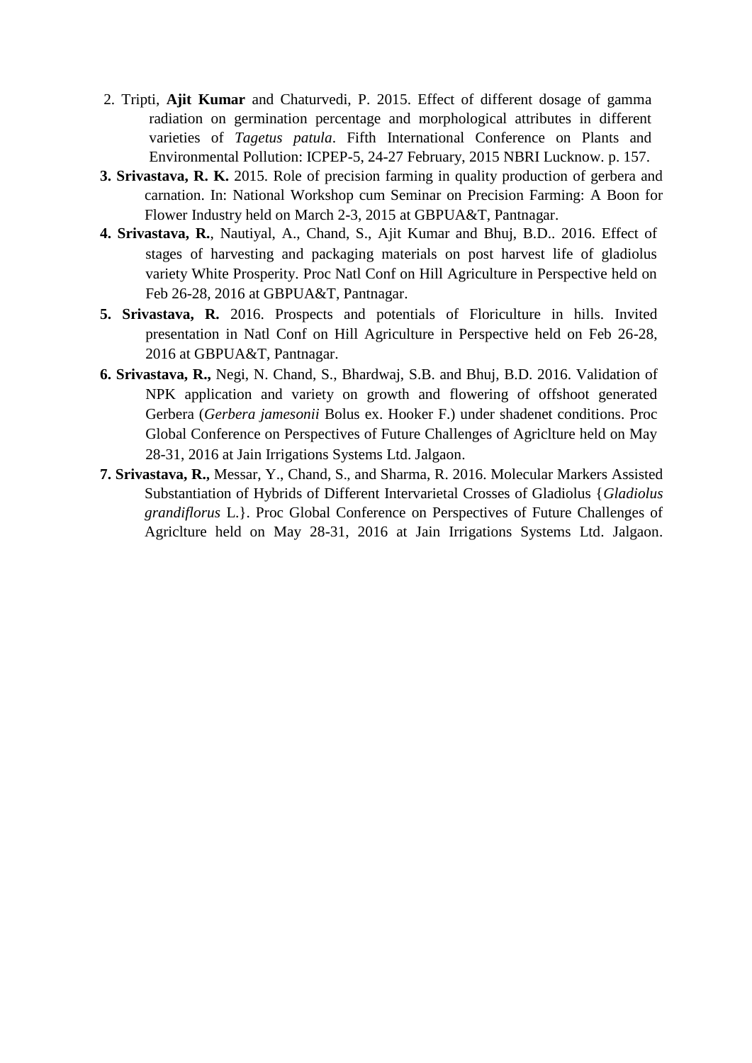2. Tripti, **Ajit Kumar** and Chaturvedi, P. 2015. Effect of different dosage of gamma radiation on germination percentage and morphological attributes in different varieties of *Tagetus patula*. Fifth International Conference on Plants and Environmental Pollution: ICPEP-5, 24-27 February, 2015 NBRI Lucknow. p. 157.
3. **Srivastava, R. K.** 2015. Role of precision farming in quality production of gerbera and carnation. In: National Workshop cum Seminar on Precision Farming: A Boon for Flower Industry held on March 2-3, 2015 at GBPUA&T, Pantnagar.
4. **Srivastava, R.**, Nautiyal, A., Chand, S., Ajit Kumar and Bhuj, B.D.. 2016. Effect of stages of harvesting and packaging materials on post harvest life of gladiolus variety White Prosperity. Proc Natl Conf on Hill Agriculture in Perspective held on Feb 26-28, 2016 at GBPUA&T, Pantnagar.
5. **Srivastava, R.** 2016. Prospects and potentials of Floriculture in hills. Invited presentation in Natl Conf on Hill Agriculture in Perspective held on Feb 26-28, 2016 at GBPUA&T, Pantnagar.
6. **Srivastava, R.,** Negi, N. Chand, S., Bhardwaj, S.B. and Bhuj, B.D. 2016. Validation of NPK application and variety on growth and flowering of offshoot generated Gerbera (*Gerbera jamesonii* Bolus ex. Hooker F.) under shadenet conditions. Proc Global Conference on Perspectives of Future Challenges of Agriclture held on May 28-31, 2016 at Jain Irrigations Systems Ltd. Jalgaon.
7. **Srivastava, R.,** Messar, Y., Chand, S., and Sharma, R. 2016. Molecular Markers Assisted Substantiation of Hybrids of Different Intervarietal Crosses of Gladiolus {*Gladiolus grandiflorus* L.}. Proc Global Conference on Perspectives of Future Challenges of Agriclture held on May 28-31, 2016 at Jain Irrigations Systems Ltd. Jalgaon.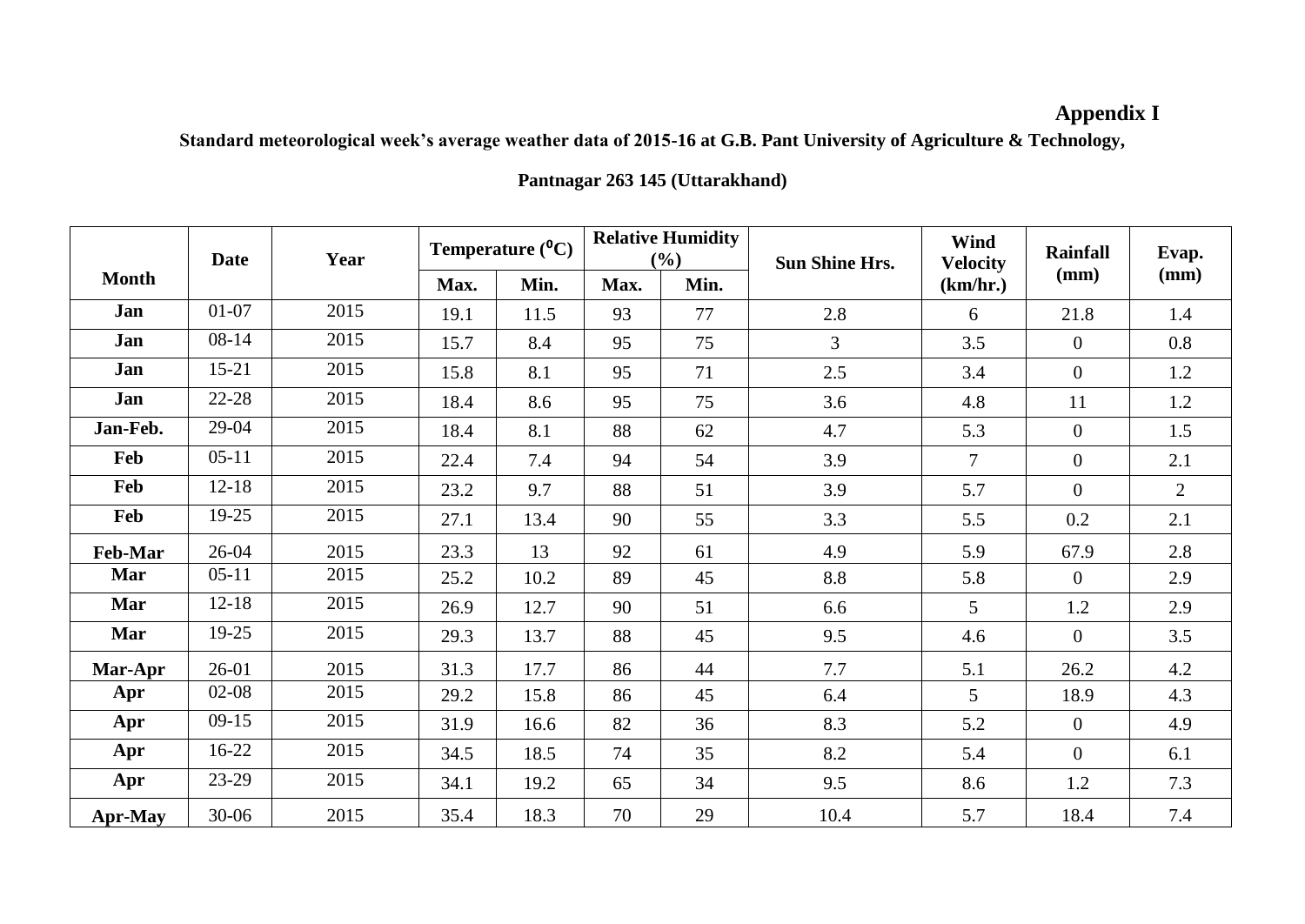**Appendix I**

**Standard meteorological week's average weather data of 2015-16 at G.B. Pant University of Agriculture & Technology,**

**Pantnagar 263 145 (Uttarakhand)**

| Month | Date | Year | Temperature ($^0$C) | | Relative Humidity (%) | | Sun Shine Hrs. | Wind Velocity (km/hr.) | Rainfall (mm) | Evap. (mm) |
|---|---|---|---|---|---|---|---|---|---|---|
| | | | Max. | Min. | Max. | Min. | | | | |
| **Jan** | 01-07 | 2015 | 19.1 | 11.5 | 93 | 77 | 2.8 | 6 | 21.8 | 1.4 |
| **Jan** | 08-14 | 2015 | 15.7 | 8.4 | 95 | 75 | 3 | 3.5 | 0 | 0.8 |
| **Jan** | 15-21 | 2015 | 15.8 | 8.1 | 95 | 71 | 2.5 | 3.4 | 0 | 1.2 |
| **Jan** | 22-28 | 2015 | 18.4 | 8.6 | 95 | 75 | 3.6 | 4.8 | 11 | 1.2 |
| **Jan-Feb.** | 29-04 | 2015 | 18.4 | 8.1 | 88 | 62 | 4.7 | 5.3 | 0 | 1.5 |
| **Feb** | 05-11 | 2015 | 22.4 | 7.4 | 94 | 54 | 3.9 | 7 | 0 | 2.1 |
| **Feb** | 12-18 | 2015 | 23.2 | 9.7 | 88 | 51 | 3.9 | 5.7 | 0 | 2 |
| **Feb** | 19-25 | 2015 | 27.1 | 13.4 | 90 | 55 | 3.3 | 5.5 | 0.2 | 2.1 |
| **Feb-Mar** | 26-04 | 2015 | 23.3 | 13 | 92 | 61 | 4.9 | 5.9 | 67.9 | 2.8 |
| **Mar** | 05-11 | 2015 | 25.2 | 10.2 | 89 | 45 | 8.8 | 5.8 | 0 | 2.9 |
| **Mar** | 12-18 | 2015 | 26.9 | 12.7 | 90 | 51 | 6.6 | 5 | 1.2 | 2.9 |
| **Mar** | 19-25 | 2015 | 29.3 | 13.7 | 88 | 45 | 9.5 | 4.6 | 0 | 3.5 |
| **Mar-Apr** | 26-01 | 2015 | 31.3 | 17.7 | 86 | 44 | 7.7 | 5.1 | 26.2 | 4.2 |
| **Apr** | 02-08 | 2015 | 29.2 | 15.8 | 86 | 45 | 6.4 | 5 | 18.9 | 4.3 |
| **Apr** | 09-15 | 2015 | 31.9 | 16.6 | 82 | 36 | 8.3 | 5.2 | 0 | 4.9 |
| **Apr** | 16-22 | 2015 | 34.5 | 18.5 | 74 | 35 | 8.2 | 5.4 | 0 | 6.1 |
| **Apr** | 23-29 | 2015 | 34.1 | 19.2 | 65 | 34 | 9.5 | 8.6 | 1.2 | 7.3 |
| **Apr-May** | 30-06 | 2015 | 35.4 | 18.3 | 70 | 29 | 10.4 | 5.7 | 18.4 | 7.4 |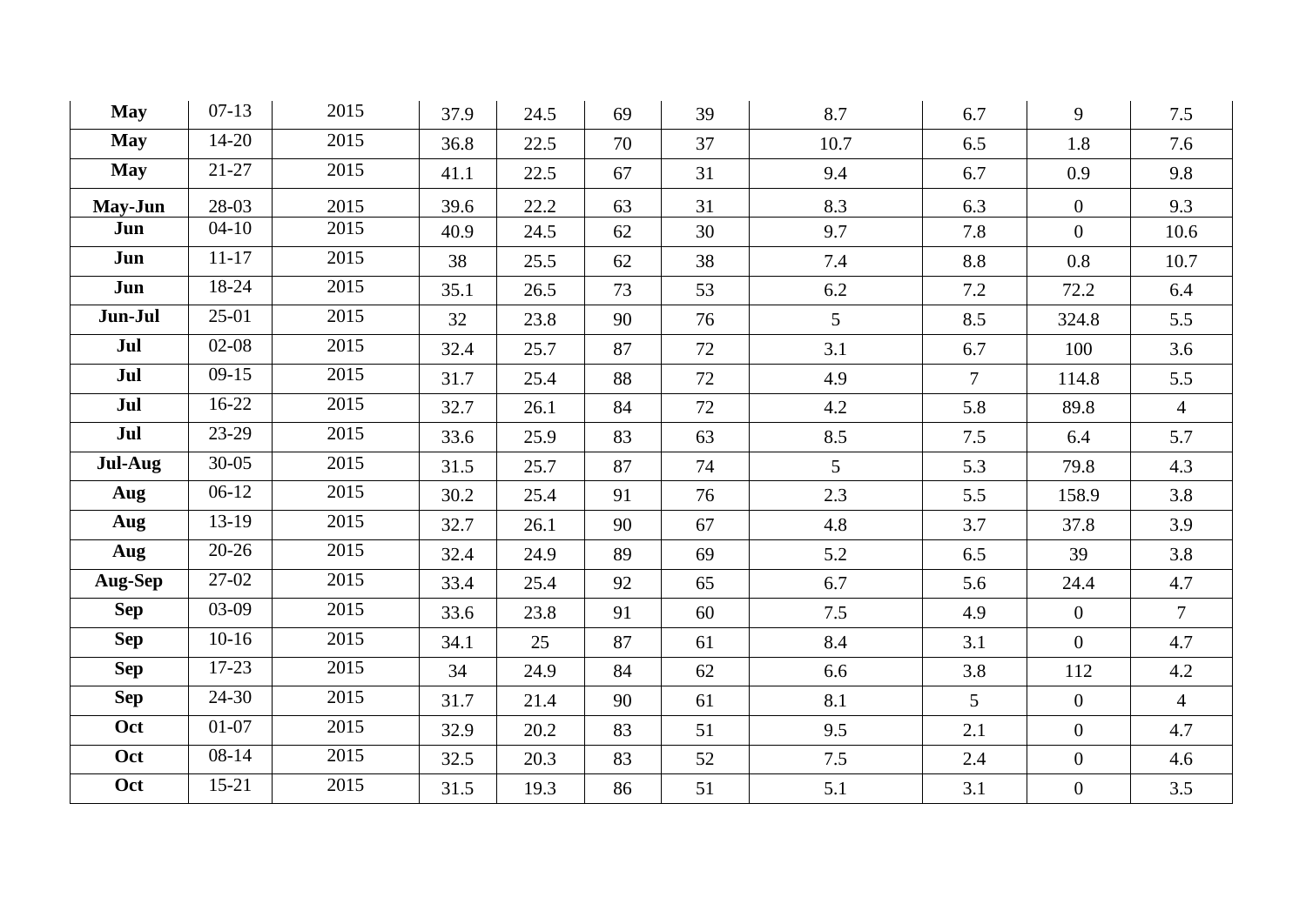| | | | | | | | | | | |
|---|---|---|---|---|---|---|---|---|---|---|
| **May** | 07-13 | 2015 | 37.9 | 24.5 | 69 | 39 | 8.7 | 6.7 | 9 | 7.5 |
| **May** | 14-20 | 2015 | 36.8 | 22.5 | 70 | 37 | 10.7 | 6.5 | 1.8 | 7.6 |
| **May** | 21-27 | 2015 | 41.1 | 22.5 | 67 | 31 | 9.4 | 6.7 | 0.9 | 9.8 |
| **May-Jun** | 28-03 | 2015 | 39.6 | 22.2 | 63 | 31 | 8.3 | 6.3 | 0 | 9.3 |
| **Jun** | 04-10 | 2015 | 40.9 | 24.5 | 62 | 30 | 9.7 | 7.8 | 0 | 10.6 |
| **Jun** | 11-17 | 2015 | 38 | 25.5 | 62 | 38 | 7.4 | 8.8 | 0.8 | 10.7 |
| **Jun** | 18-24 | 2015 | 35.1 | 26.5 | 73 | 53 | 6.2 | 7.2 | 72.2 | 6.4 |
| **Jun-Jul** | 25-01 | 2015 | 32 | 23.8 | 90 | 76 | 5 | 8.5 | 324.8 | 5.5 |
| **Jul** | 02-08 | 2015 | 32.4 | 25.7 | 87 | 72 | 3.1 | 6.7 | 100 | 3.6 |
| **Jul** | 09-15 | 2015 | 31.7 | 25.4 | 88 | 72 | 4.9 | 7 | 114.8 | 5.5 |
| **Jul** | 16-22 | 2015 | 32.7 | 26.1 | 84 | 72 | 4.2 | 5.8 | 89.8 | 4 |
| **Jul** | 23-29 | 2015 | 33.6 | 25.9 | 83 | 63 | 8.5 | 7.5 | 6.4 | 5.7 |
| **Jul-Aug** | 30-05 | 2015 | 31.5 | 25.7 | 87 | 74 | 5 | 5.3 | 79.8 | 4.3 |
| **Aug** | 06-12 | 2015 | 30.2 | 25.4 | 91 | 76 | 2.3 | 5.5 | 158.9 | 3.8 |
| **Aug** | 13-19 | 2015 | 32.7 | 26.1 | 90 | 67 | 4.8 | 3.7 | 37.8 | 3.9 |
| **Aug** | 20-26 | 2015 | 32.4 | 24.9 | 89 | 69 | 5.2 | 6.5 | 39 | 3.8 |
| **Aug-Sep** | 27-02 | 2015 | 33.4 | 25.4 | 92 | 65 | 6.7 | 5.6 | 24.4 | 4.7 |
| **Sep** | 03-09 | 2015 | 33.6 | 23.8 | 91 | 60 | 7.5 | 4.9 | 0 | 7 |
| **Sep** | 10-16 | 2015 | 34.1 | 25 | 87 | 61 | 8.4 | 3.1 | 0 | 4.7 |
| **Sep** | 17-23 | 2015 | 34 | 24.9 | 84 | 62 | 6.6 | 3.8 | 112 | 4.2 |
| **Sep** | 24-30 | 2015 | 31.7 | 21.4 | 90 | 61 | 8.1 | 5 | 0 | 4 |
| **Oct** | 01-07 | 2015 | 32.9 | 20.2 | 83 | 51 | 9.5 | 2.1 | 0 | 4.7 |
| **Oct** | 08-14 | 2015 | 32.5 | 20.3 | 83 | 52 | 7.5 | 2.4 | 0 | 4.6 |
| **Oct** | 15-21 | 2015 | 31.5 | 19.3 | 86 | 51 | 5.1 | 3.1 | 0 | 3.5 |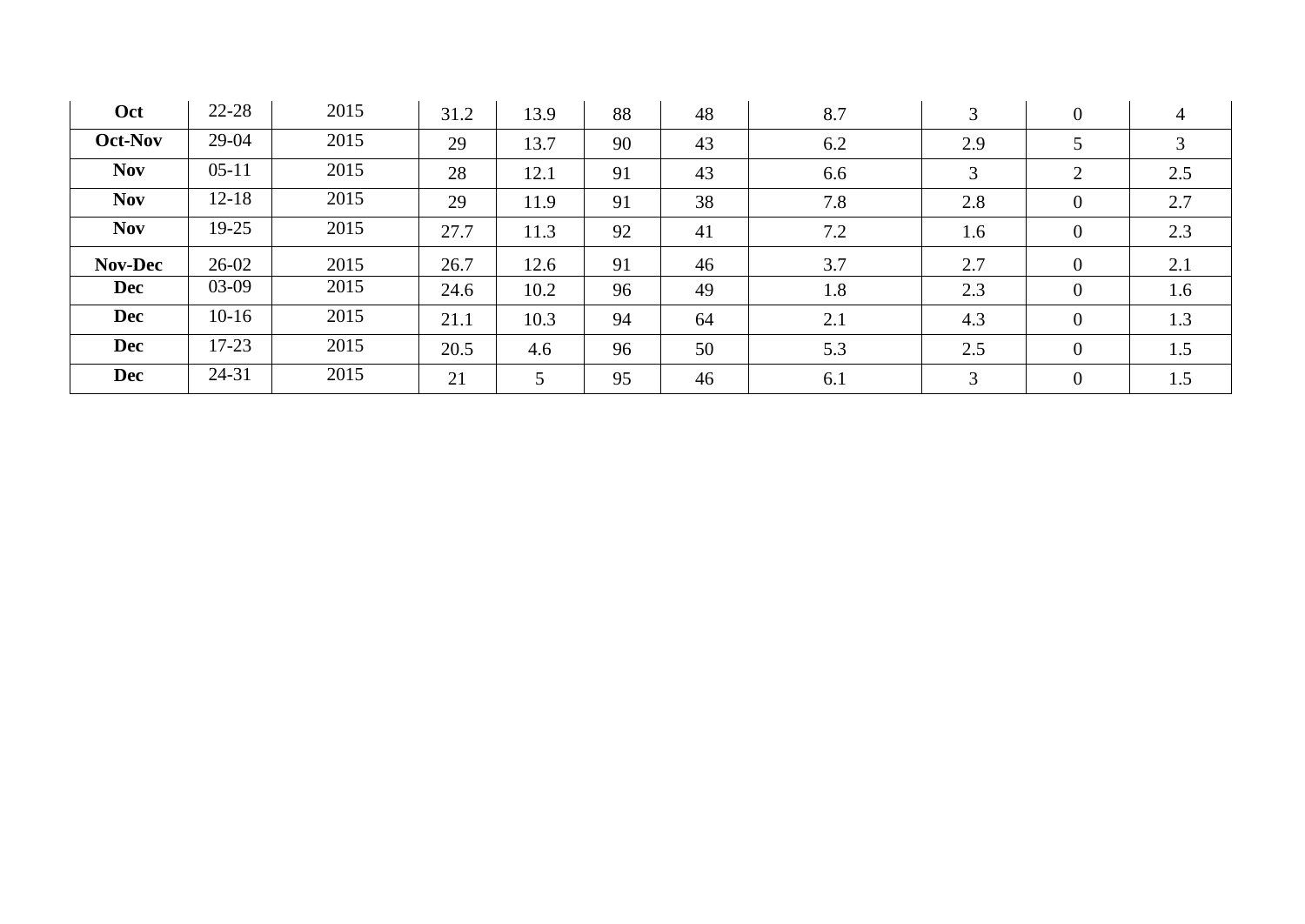| | | | | | | | | | | |
|---|---|---|---|---|---|---|---|---|---|---|
| **Oct** | 22-28 | 2015 | 31.2 | 13.9 | 88 | 48 | 8.7 | 3 | 0 | 4 |
| **Oct-Nov** | 29-04 | 2015 | 29 | 13.7 | 90 | 43 | 6.2 | 2.9 | 5 | 3 |
| **Nov** | 05-11 | 2015 | 28 | 12.1 | 91 | 43 | 6.6 | 3 | 2 | 2.5 |
| **Nov** | 12-18 | 2015 | 29 | 11.9 | 91 | 38 | 7.8 | 2.8 | 0 | 2.7 |
| **Nov** | 19-25 | 2015 | 27.7 | 11.3 | 92 | 41 | 7.2 | 1.6 | 0 | 2.3 |
| **Nov-Dec** | 26-02 | 2015 | 26.7 | 12.6 | 91 | 46 | 3.7 | 2.7 | 0 | 2.1 |
| **Dec** | 03-09 | 2015 | 24.6 | 10.2 | 96 | 49 | 1.8 | 2.3 | 0 | 1.6 |
| **Dec** | 10-16 | 2015 | 21.1 | 10.3 | 94 | 64 | 2.1 | 4.3 | 0 | 1.3 |
| **Dec** | 17-23 | 2015 | 20.5 | 4.6 | 96 | 50 | 5.3 | 2.5 | 0 | 1.5 |
| **Dec** | 24-31 | 2015 | 21 | 5 | 95 | 46 | 6.1 | 3 | 0 | 1.5 |